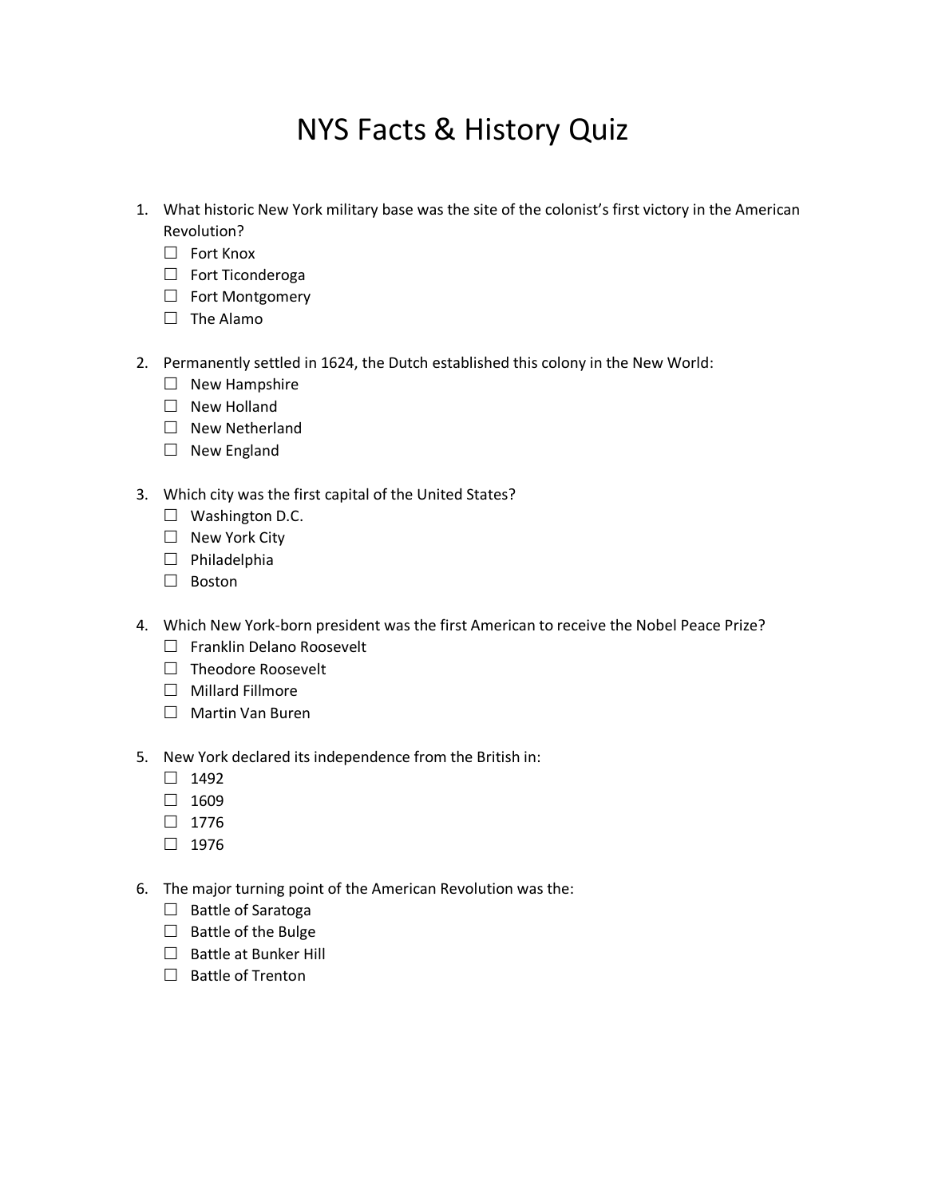# NYS Facts & History Quiz

1. What historic New York military base was the site of the colonist's first victory in the American Revolution?
   - ☐ Fort Knox
   - ☐ Fort Ticonderoga
   - ☐ Fort Montgomery
   - ☐ The Alamo

2. Permanently settled in 1624, the Dutch established this colony in the New World:
   - ☐ New Hampshire
   - ☐ New Holland
   - ☐ New Netherland
   - ☐ New England

3. Which city was the first capital of the United States?
   - ☐ Washington D.C.
   - ☐ New York City
   - ☐ Philadelphia
   - ☐ Boston

4. Which New York-born president was the first American to receive the Nobel Peace Prize?
   - ☐ Franklin Delano Roosevelt
   - ☐ Theodore Roosevelt
   - ☐ Millard Fillmore
   - ☐ Martin Van Buren

5. New York declared its independence from the British in:
   - ☐ 1492
   - ☐ 1609
   - ☐ 1776
   - ☐ 1976

6. The major turning point of the American Revolution was the:
   - ☐ Battle of Saratoga
   - ☐ Battle of the Bulge
   - ☐ Battle at Bunker Hill
   - ☐ Battle of Trenton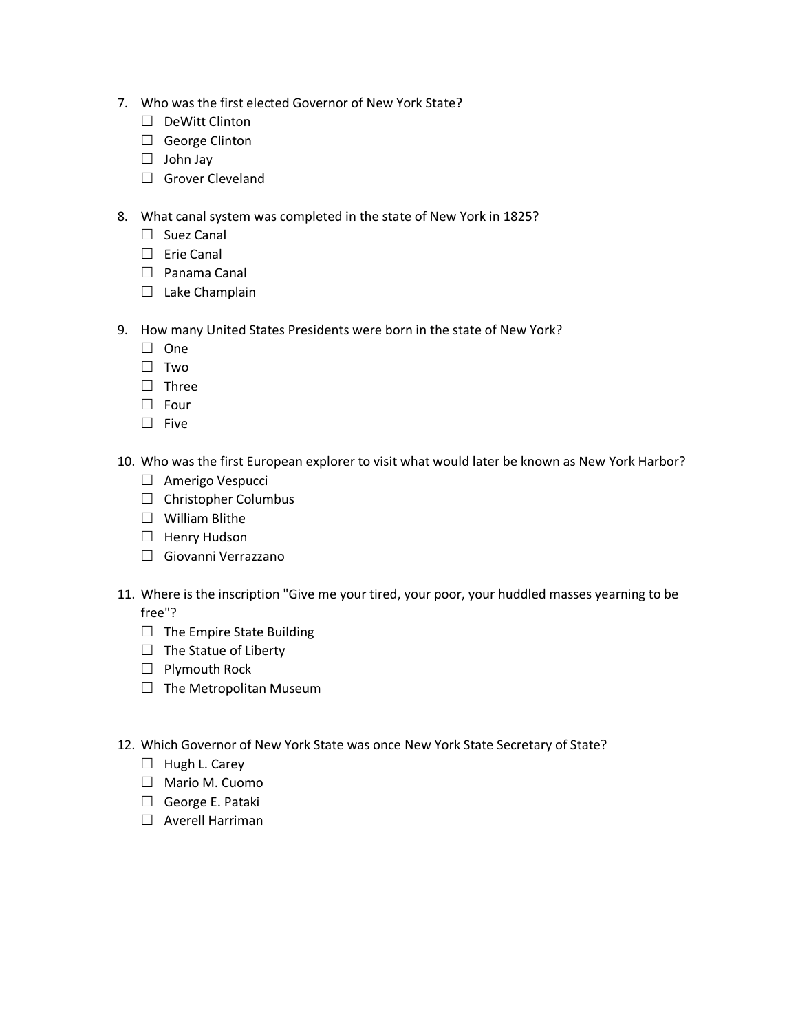7. Who was the first elected Governor of New York State?
   - ☐ DeWitt Clinton
   - ☐ George Clinton
   - ☐ John Jay
   - ☐ Grover Cleveland

8. What canal system was completed in the state of New York in 1825?
   - ☐ Suez Canal
   - ☐ Erie Canal
   - ☐ Panama Canal
   - ☐ Lake Champlain

9. How many United States Presidents were born in the state of New York?
   - ☐ One
   - ☐ Two
   - ☐ Three
   - ☐ Four
   - ☐ Five

10. Who was the first European explorer to visit what would later be known as New York Harbor?
    - ☐ Amerigo Vespucci
    - ☐ Christopher Columbus
    - ☐ William Blithe
    - ☐ Henry Hudson
    - ☐ Giovanni Verrazzano

11. Where is the inscription "Give me your tired, your poor, your huddled masses yearning to be free"?
    - ☐ The Empire State Building
    - ☐ The Statue of Liberty
    - ☐ Plymouth Rock
    - ☐ The Metropolitan Museum

12. Which Governor of New York State was once New York State Secretary of State?
    - ☐ Hugh L. Carey
    - ☐ Mario M. Cuomo
    - ☐ George E. Pataki
    - ☐ Averell Harriman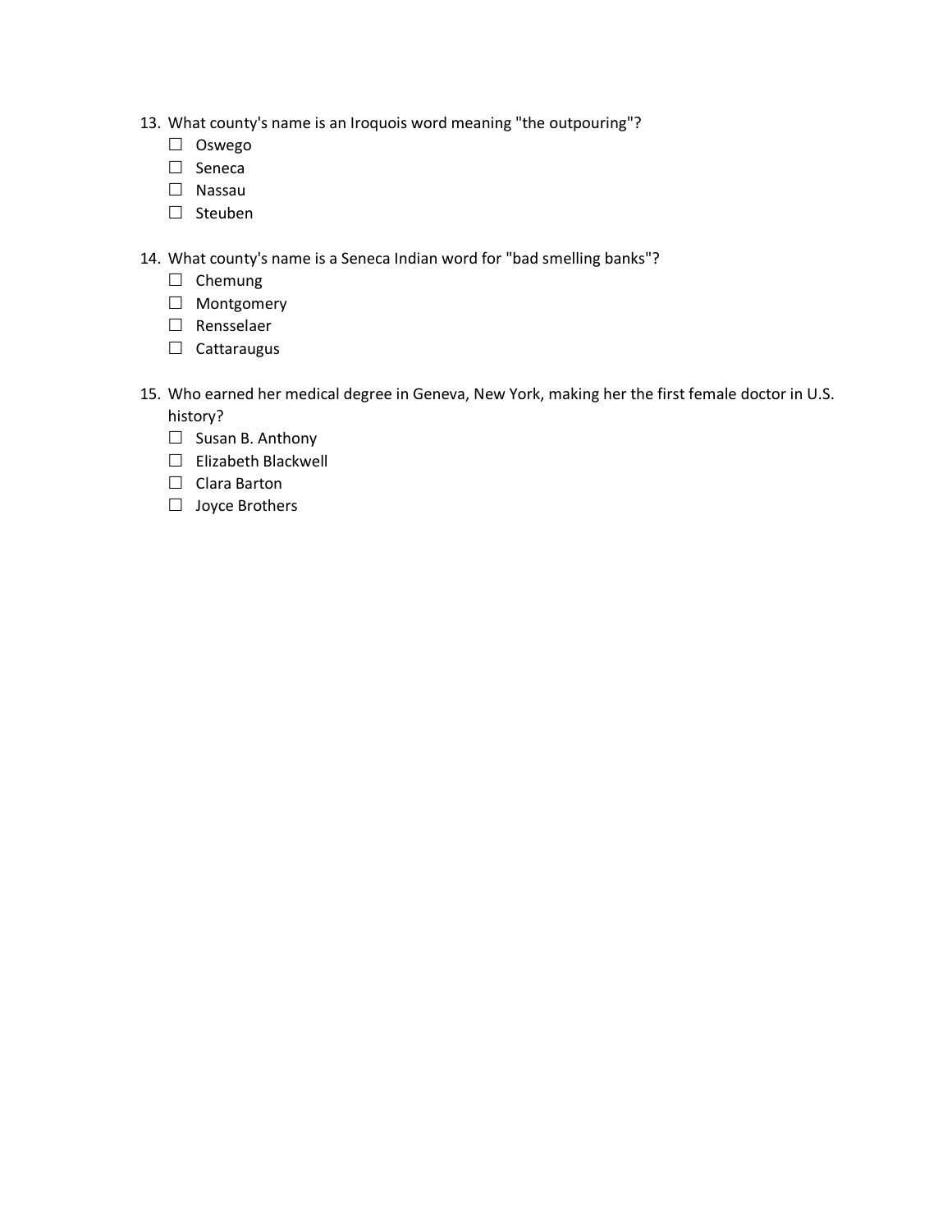13. What county's name is an Iroquois word meaning "the outpouring"?
    - ☐ Oswego
    - ☐ Seneca
    - ☐ Nassau
    - ☐ Steuben

14. What county's name is a Seneca Indian word for "bad smelling banks"?
    - ☐ Chemung
    - ☐ Montgomery
    - ☐ Rensselaer
    - ☐ Cattaraugus

15. Who earned her medical degree in Geneva, New York, making her the first female doctor in U.S. history?
    - ☐ Susan B. Anthony
    - ☐ Elizabeth Blackwell
    - ☐ Clara Barton
    - ☐ Joyce Brothers